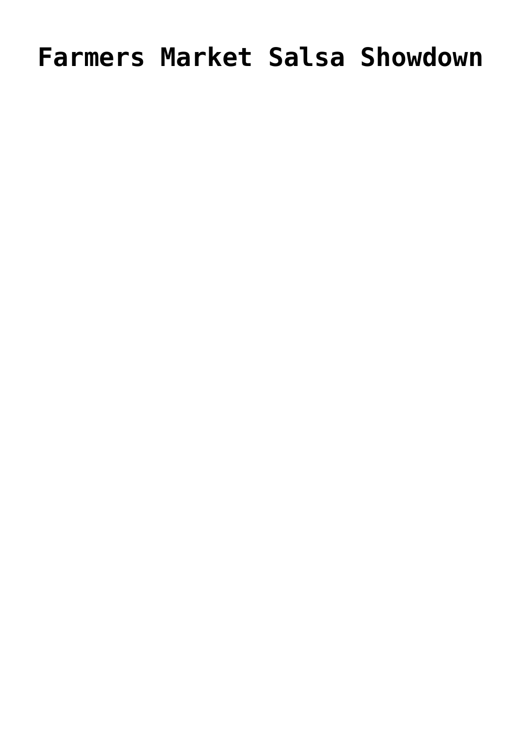# Farmers Market Salsa Showdown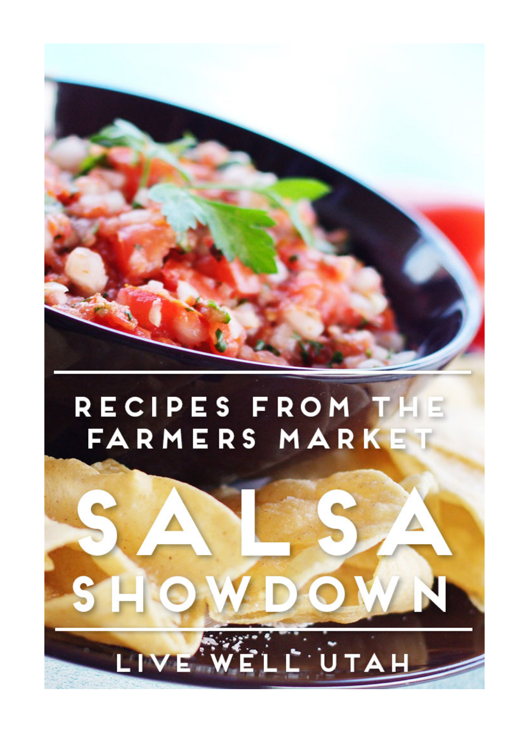# RECIPES FROM THE FARMERS MARKET

# SALSA SHOWDOWN

## LIVE WELL UTAH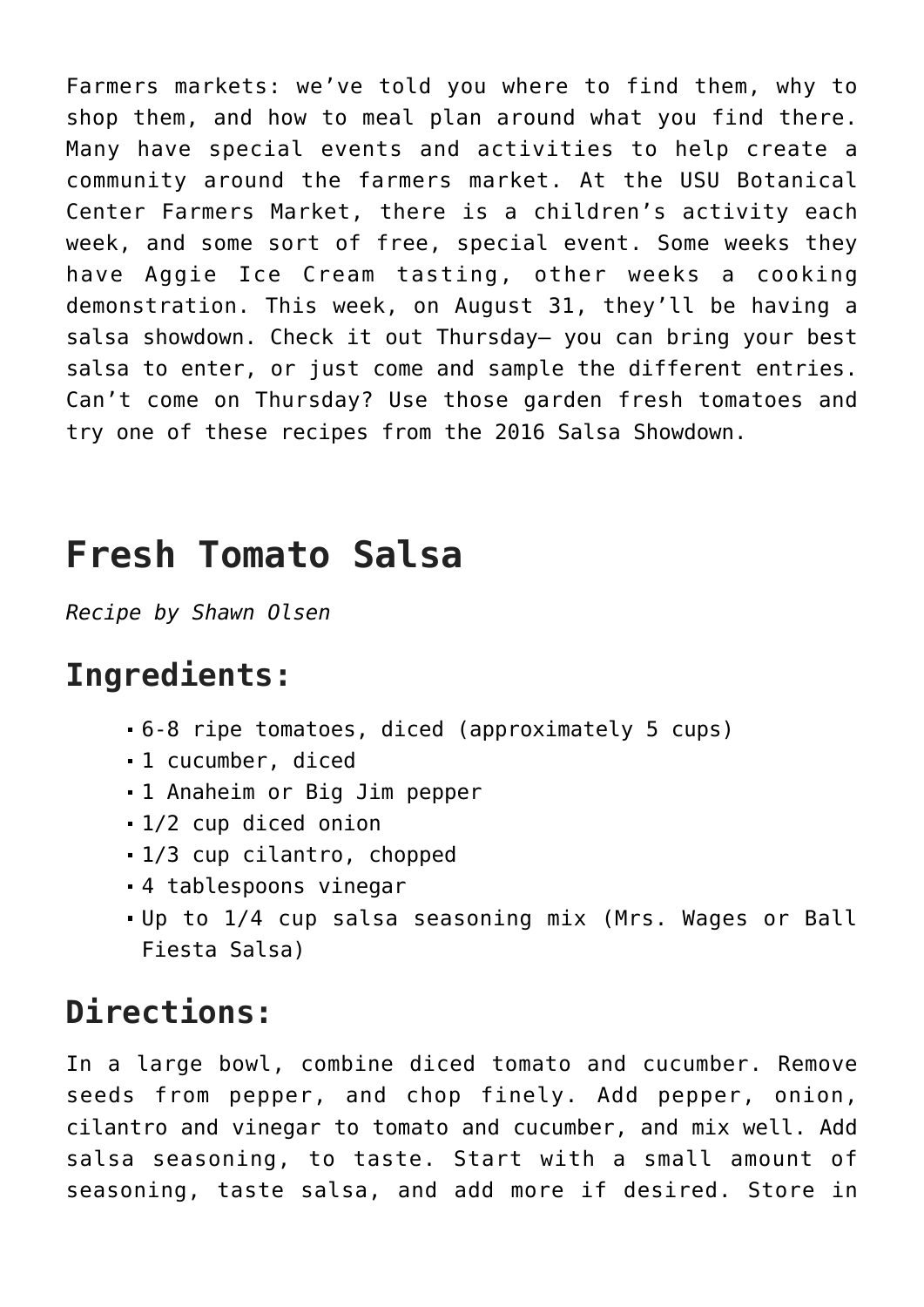Farmers markets: we've told you where to find them, why to shop them, and how to meal plan around what you find there. Many have special events and activities to help create a community around the farmers market. At the USU Botanical Center Farmers Market, there is a children's activity each week, and some sort of free, special event. Some weeks they have Aggie Ice Cream tasting, other weeks a cooking demonstration. This week, on August 31, they'll be having a salsa showdown. Check it out Thursday– you can bring your best salsa to enter, or just come and sample the different entries. Can't come on Thursday? Use those garden fresh tomatoes and try one of these recipes from the 2016 Salsa Showdown.

# Fresh Tomato Salsa

*Recipe by Shawn Olsen*

## Ingredients:

- 6-8 ripe tomatoes, diced (approximately 5 cups)
- 1 cucumber, diced
- 1 Anaheim or Big Jim pepper
- 1/2 cup diced onion
- 1/3 cup cilantro, chopped
- 4 tablespoons vinegar
- Up to 1/4 cup salsa seasoning mix (Mrs. Wages or Ball Fiesta Salsa)

## Directions:

In a large bowl, combine diced tomato and cucumber. Remove seeds from pepper, and chop finely. Add pepper, onion, cilantro and vinegar to tomato and cucumber, and mix well. Add salsa seasoning, to taste. Start with a small amount of seasoning, taste salsa, and add more if desired. Store in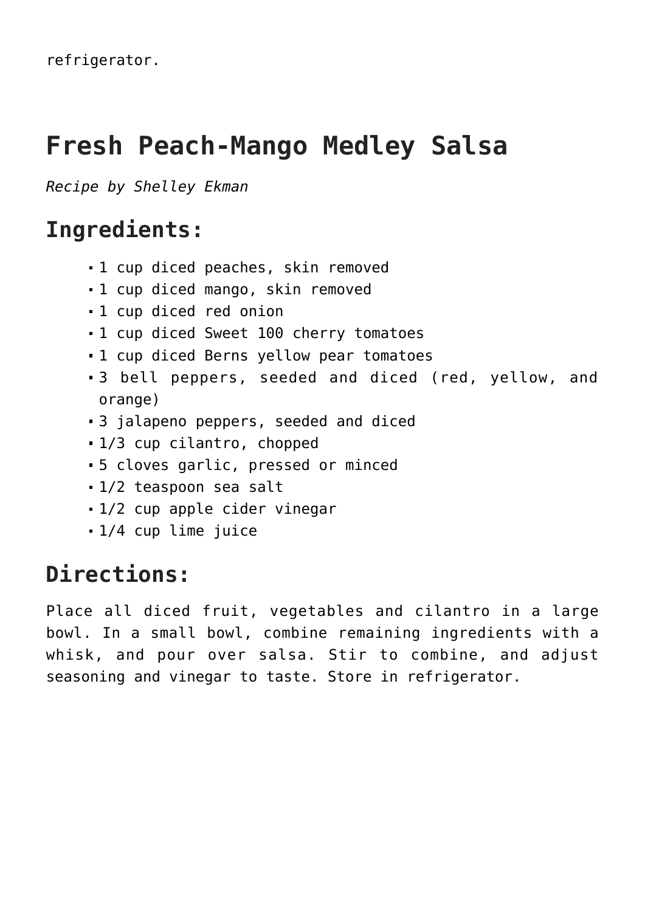refrigerator.

# Fresh Peach-Mango Medley Salsa

*Recipe by Shelley Ekman*

## Ingredients:

- 1 cup diced peaches, skin removed
- 1 cup diced mango, skin removed
- 1 cup diced red onion
- 1 cup diced Sweet 100 cherry tomatoes
- 1 cup diced Berns yellow pear tomatoes
- 3 bell peppers, seeded and diced (red, yellow, and orange)
- 3 jalapeno peppers, seeded and diced
- 1/3 cup cilantro, chopped
- 5 cloves garlic, pressed or minced
- 1/2 teaspoon sea salt
- 1/2 cup apple cider vinegar
- 1/4 cup lime juice

## Directions:

Place all diced fruit, vegetables and cilantro in a large bowl. In a small bowl, combine remaining ingredients with a whisk, and pour over salsa. Stir to combine, and adjust seasoning and vinegar to taste. Store in refrigerator.